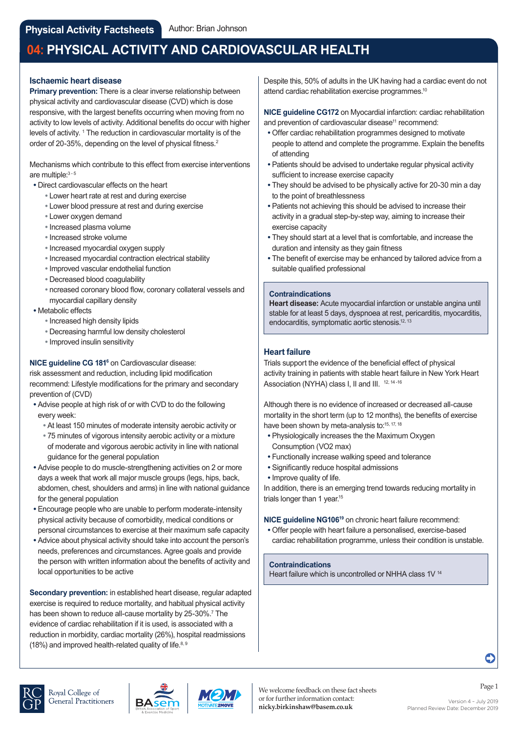**Physical Activity Factsheets** Author: Brian Johnson

# 04: PHYSICAL ACTIVITY AND CARDIOVASCULAR HEALTH

## Ischaemic heart disease

**Primary prevention:** There is a clear inverse relationship between physical activity and cardiovascular disease (CVD) which is dose responsive, with the largest benefits occurring when moving from no activity to low levels of activity. Additional benefits do occur with higher levels of activity. [1] The reduction in cardiovascular mortality is of the order of 20-35%, depending on the level of physical fitness.[2]

Mechanisms which contribute to this effect from exercise interventions are multiple:[3-5]

- Direct cardiovascular effects on the heart
  - Lower heart rate at rest and during exercise
  - Lower blood pressure at rest and during exercise
  - Lower oxygen demand
  - Increased plasma volume
  - Increased stroke volume
  - Increased myocardial oxygen supply
  - Increased myocardial contraction electrical stability
  - Improved vascular endothelial function
  - Decreased blood coagulability
  - ncreased coronary blood flow, coronary collateral vessels and myocardial capillary density
- Metabolic effects
  - Increased high density lipids
  - Decreasing harmful low density cholesterol
  - Improved insulin sensitivity

**NICE guideline CG 181**[6] on Cardiovascular disease: risk assessment and reduction, including lipid modification recommend: Lifestyle modifications for the primary and secondary prevention of (CVD)

- Advise people at high risk of or with CVD to do the following every week:
  - At least 150 minutes of moderate intensity aerobic activity or
  - 75 minutes of vigorous intensity aerobic activity or a mixture of moderate and vigorous aerobic activity in line with national guidance for the general population
- Advise people to do muscle-strengthening activities on 2 or more days a week that work all major muscle groups (legs, hips, back, abdomen, chest, shoulders and arms) in line with national guidance for the general population
- Encourage people who are unable to perform moderate-intensity physical activity because of comorbidity, medical conditions or personal circumstances to exercise at their maximum safe capacity
- Advice about physical activity should take into account the person's needs, preferences and circumstances. Agree goals and provide the person with written information about the benefits of activity and local opportunities to be active

**Secondary prevention:** in established heart disease, regular adapted exercise is required to reduce mortality, and habitual physical activity has been shown to reduce all-cause mortality by 25-30%.[7] The evidence of cardiac rehabilitation if it is used, is associated with a reduction in morbidity, cardiac mortality (26%), hospital readmissions (18%) and improved health-related quality of life.[8, 9]

Despite this, 50% of adults in the UK having had a cardiac event do not attend cardiac rehabilitation exercise programmes.[10]

**NICE guideline CG172** on Myocardial infarction: cardiac rehabilitation and prevention of cardiovascular disease[11] recommend:

- Offer cardiac rehabilitation programmes designed to motivate people to attend and complete the programme. Explain the benefits of attending
- Patients should be advised to undertake regular physical activity sufficient to increase exercise capacity
- They should be advised to be physically active for 20-30 min a day to the point of breathlessness
- Patients not achieving this should be advised to increase their activity in a gradual step-by-step way, aiming to increase their exercise capacity
- They should start at a level that is comfortable, and increase the duration and intensity as they gain fitness
- The benefit of exercise may be enhanced by tailored advice from a suitable qualified professional

> **Contraindications**
> **Heart disease:** Acute myocardial infarction or unstable angina until stable for at least 5 days, dyspnoea at rest, pericarditis, myocarditis, endocarditis, symptomatic aortic stenosis.[12, 13]

## Heart failure

Trials support the evidence of the beneficial effect of physical activity training in patients with stable heart failure in New York Heart Association (NYHA) class I, II and III. [12, 14-16]

Although there is no evidence of increased or decreased all-cause mortality in the short term (up to 12 months), the benefits of exercise have been shown by meta-analysis to:[15, 17, 18]

- Physiologically increases the the Maximum Oxygen Consumption (VO2 max)
- Functionally increase walking speed and tolerance
- Significantly reduce hospital admissions
- Improve quality of life.

In addition, there is an emerging trend towards reducing mortality in trials longer than 1 year.[15]

**NICE guideline NG106**[19] on chronic heart failure recommend:

- Offer people with heart failure a personalised, exercise-based cardiac rehabilitation programme, unless their condition is unstable.

> **Contraindications**
> Heart failure which is uncontrolled or NHHA class 1V [14]

We welcome feedback on these fact sheets or for further information contact: **nicky.birkinshaw@basem.co.uk**

Version 4 – July 2019
Planned Review Date: December 2019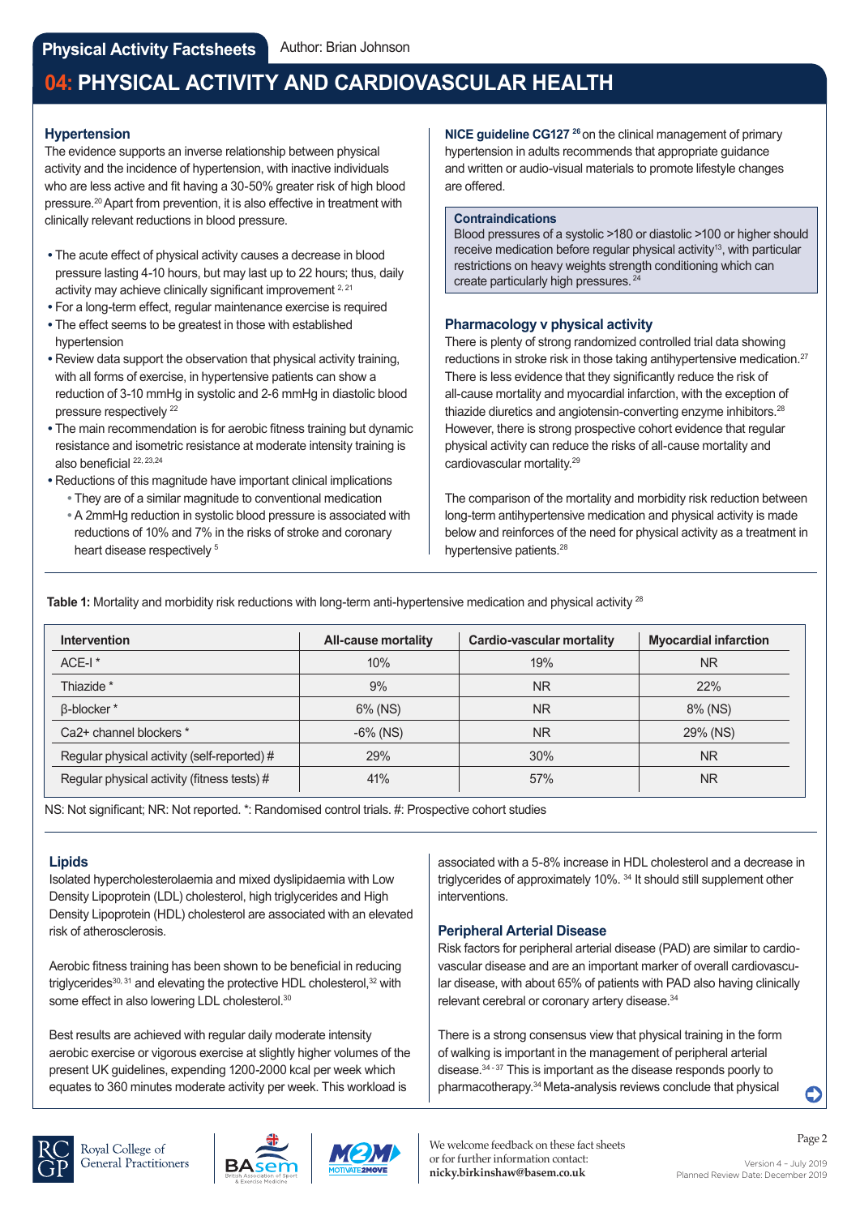## 04: PHYSICAL ACTIVITY AND CARDIOVASCULAR HEALTH

### Hypertension

The evidence supports an inverse relationship between physical activity and the incidence of hypertension, with inactive individuals who are less active and fit having a 30-50% greater risk of high blood pressure.[20] Apart from prevention, it is also effective in treatment with clinically relevant reductions in blood pressure.

- The acute effect of physical activity causes a decrease in blood pressure lasting 4-10 hours, but may last up to 22 hours; thus, daily activity may achieve clinically significant improvement [2, 21]
- For a long-term effect, regular maintenance exercise is required
- The effect seems to be greatest in those with established hypertension
- Review data support the observation that physical activity training, with all forms of exercise, in hypertensive patients can show a reduction of 3-10 mmHg in systolic and 2-6 mmHg in diastolic blood pressure respectively [22]
- The main recommendation is for aerobic fitness training but dynamic resistance and isometric resistance at moderate intensity training is also beneficial [22, 23,24]
- Reductions of this magnitude have important clinical implications
  - They are of a similar magnitude to conventional medication
  - A 2mmHg reduction in systolic blood pressure is associated with reductions of 10% and 7% in the risks of stroke and coronary heart disease respectively [5]

**NICE guideline CG127** [26] on the clinical management of primary hypertension in adults recommends that appropriate guidance and written or audio-visual materials to promote lifestyle changes are offered.

**Contraindications**

Blood pressures of a systolic >180 or diastolic >100 or higher should receive medication before regular physical activity[13], with particular restrictions on heavy weights strength conditioning which can create particularly high pressures. [24]

### Pharmacology v physical activity

There is plenty of strong randomized controlled trial data showing reductions in stroke risk in those taking antihypertensive medication.[27] There is less evidence that they significantly reduce the risk of all-cause mortality and myocardial infarction, with the exception of thiazide diuretics and angiotensin-converting enzyme inhibitors.[28] However, there is strong prospective cohort evidence that regular physical activity can reduce the risks of all-cause mortality and cardiovascular mortality.[29]

The comparison of the mortality and morbidity risk reduction between long-term antihypertensive medication and physical activity is made below and reinforces of the need for physical activity as a treatment in hypertensive patients.[28]

**Table 1:** Mortality and morbidity risk reductions with long-term anti-hypertensive medication and physical activity [28]

| Intervention | All-cause mortality | Cardio-vascular mortality | Myocardial infarction |
|---|---|---|---|
| ACE-I * | 10% | 19% | NR |
| Thiazide * | 9% | NR | 22% |
| β-blocker * | 6% (NS) | NR | 8% (NS) |
| Ca2+ channel blockers * | -6% (NS) | NR | 29% (NS) |
| Regular physical activity (self-reported) # | 29% | 30% | NR |
| Regular physical activity (fitness tests) # | 41% | 57% | NR |

NS: Not significant; NR: Not reported. *: Randomised control trials. #: Prospective cohort studies

### Lipids

Isolated hypercholesterolaemia and mixed dyslipidaemia with Low Density Lipoprotein (LDL) cholesterol, high triglycerides and High Density Lipoprotein (HDL) cholesterol are associated with an elevated risk of atherosclerosis.

Aerobic fitness training has been shown to be beneficial in reducing triglycerides[30, 31] and elevating the protective HDL cholesterol,[32] with some effect in also lowering LDL cholesterol.[30]

Best results are achieved with regular daily moderate intensity aerobic exercise or vigorous exercise at slightly higher volumes of the present UK guidelines, expending 1200-2000 kcal per week which equates to 360 minutes moderate activity per week. This workload is associated with a 5-8% increase in HDL cholesterol and a decrease in triglycerides of approximately 10%. [34] It should still supplement other interventions.

### Peripheral Arterial Disease

Risk factors for peripheral arterial disease (PAD) are similar to cardiovascular disease and are an important marker of overall cardiovascular disease, with about 65% of patients with PAD also having clinically relevant cerebral or coronary artery disease.[34]

There is a strong consensus view that physical training in the form of walking is important in the management of peripheral arterial disease.[34 - 37] This is important as the disease responds poorly to pharmacotherapy.[34] Meta-analysis reviews conclude that physical

We welcome feedback on these fact sheets or for further information contact: **nicky.birkinshaw@basem.co.uk**

Version 4 – July 2019
Planned Review Date: December 2019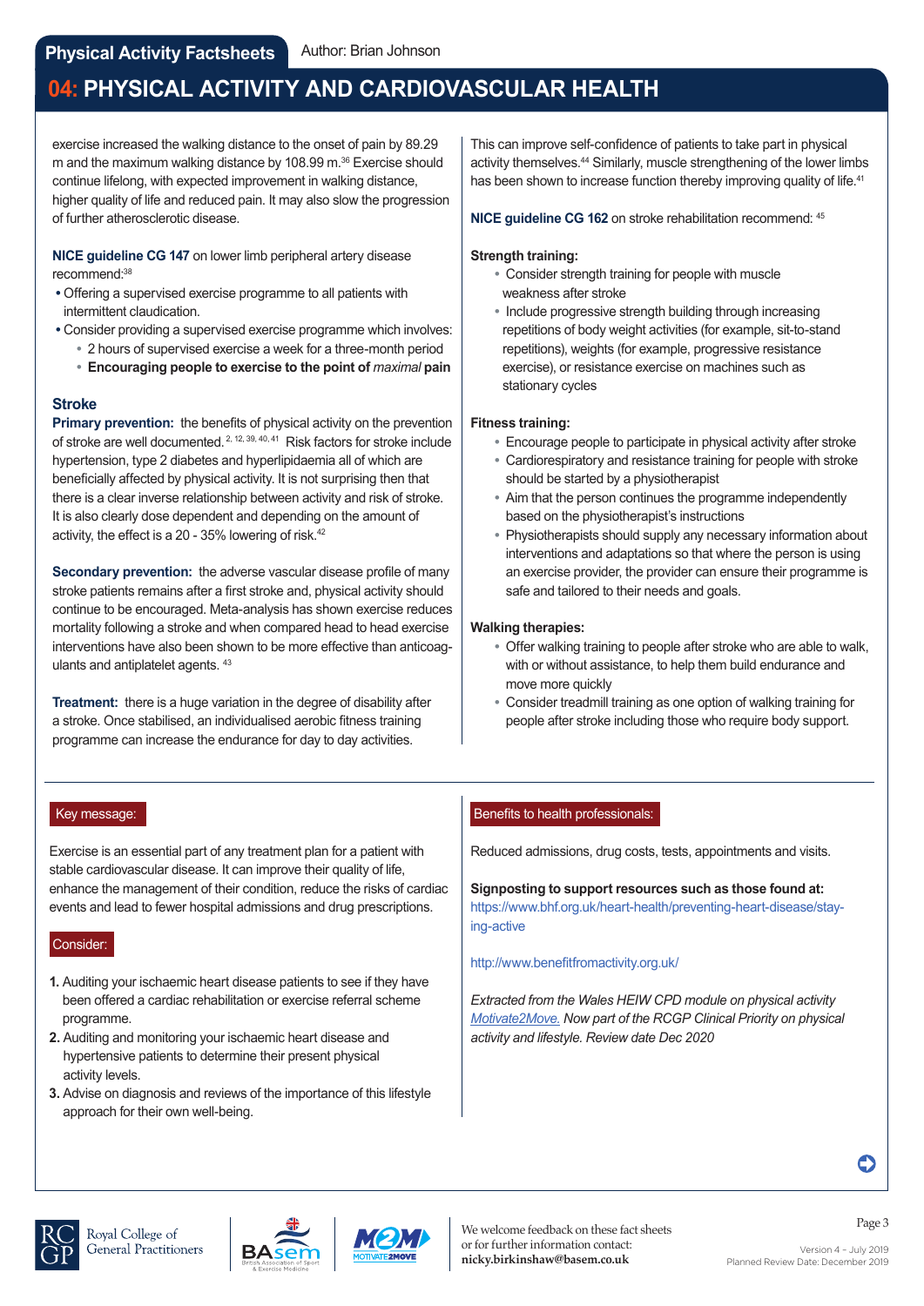exercise increased the walking distance to the onset of pain by 89.29 m and the maximum walking distance by 108.99 m.[36] Exercise should continue lifelong, with expected improvement in walking distance, higher quality of life and reduced pain. It may also slow the progression of further atherosclerotic disease.

**NICE guideline CG 147** on lower limb peripheral artery disease recommend:[38]

- Offering a supervised exercise programme to all patients with intermittent claudication.
- Consider providing a supervised exercise programme which involves:
  - 2 hours of supervised exercise a week for a three-month period
  - **Encouraging people to exercise to the point of *maximal* pain**

### Stroke

**Primary prevention:** the benefits of physical activity on the prevention of stroke are well documented.[2, 12, 39, 40, 41] Risk factors for stroke include hypertension, type 2 diabetes and hyperlipidaemia all of which are beneficially affected by physical activity. It is not surprising then that there is a clear inverse relationship between activity and risk of stroke. It is also clearly dose dependent and depending on the amount of activity, the effect is a 20 - 35% lowering of risk.[42]

**Secondary prevention:** the adverse vascular disease profile of many stroke patients remains after a first stroke and, physical activity should continue to be encouraged. Meta-analysis has shown exercise reduces mortality following a stroke and when compared head to head exercise interventions have also been shown to be more effective than anticoagulants and antiplatelet agents.[43]

**Treatment:** there is a huge variation in the degree of disability after a stroke. Once stabilised, an individualised aerobic fitness training programme can increase the endurance for day to day activities. This can improve self-confidence of patients to take part in physical activity themselves.[44] Similarly, muscle strengthening of the lower limbs has been shown to increase function thereby improving quality of life.[41]

**NICE guideline CG 162** on stroke rehabilitation recommend:[45]

**Strength training:**

- Consider strength training for people with muscle weakness after stroke
- Include progressive strength building through increasing repetitions of body weight activities (for example, sit-to-stand repetitions), weights (for example, progressive resistance exercise), or resistance exercise on machines such as stationary cycles

**Fitness training:**

- Encourage people to participate in physical activity after stroke
- Cardiorespiratory and resistance training for people with stroke should be started by a physiotherapist
- Aim that the person continues the programme independently based on the physiotherapist's instructions
- Physiotherapists should supply any necessary information about interventions and adaptations so that where the person is using an exercise provider, the provider can ensure their programme is safe and tailored to their needs and goals.

**Walking therapies:**

- Offer walking training to people after stroke who are able to walk, with or without assistance, to help them build endurance and move more quickly
- Consider treadmill training as one option of walking training for people after stroke including those who require body support.

---

**Key message:**

Exercise is an essential part of any treatment plan for a patient with stable cardiovascular disease. It can improve their quality of life, enhance the management of their condition, reduce the risks of cardiac events and lead to fewer hospital admissions and drug prescriptions.

**Consider:**

1. Auditing your ischaemic heart disease patients to see if they have been offered a cardiac rehabilitation or exercise referral scheme programme.
2. Auditing and monitoring your ischaemic heart disease and hypertensive patients to determine their present physical activity levels.
3. Advise on diagnosis and reviews of the importance of this lifestyle approach for their own well-being.

**Benefits to health professionals:**

Reduced admissions, drug costs, tests, appointments and visits.

**Signposting to support resources such as those found at:**
https://www.bhf.org.uk/heart-health/preventing-heart-disease/staying-active

http://www.benefitfromactivity.org.uk/

*Extracted from the Wales HEIW CPD module on physical activity Motivate2Move. Now part of the RCGP Clinical Priority on physical activity and lifestyle. Review date Dec 2020*

We welcome feedback on these fact sheets or for further information contact: **nicky.birkinshaw@basem.co.uk**

Version 4 – July 2019
Planned Review Date: December 2019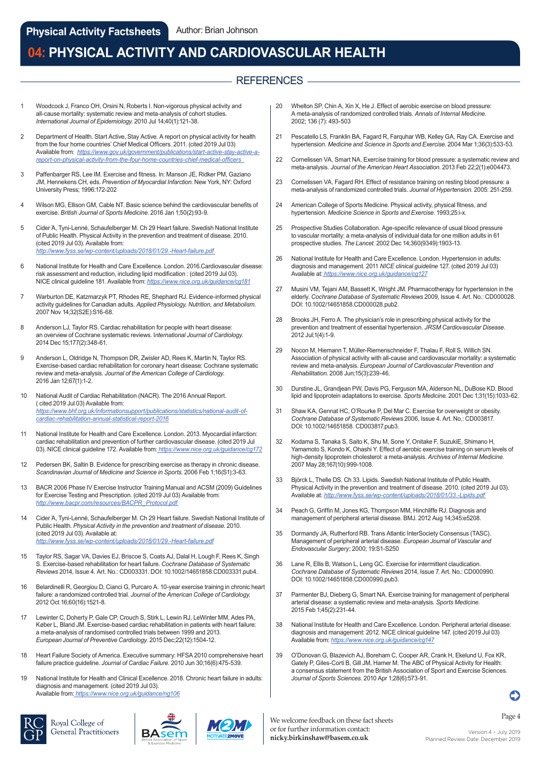# 04: PHYSICAL ACTIVITY AND CARDIOVASCULAR HEALTH

## REFERENCES

1. Woodcock J, Franco OH, Orsini N, Roberts I. Non-vigorous physical activity and all-cause mortality: systematic review and meta-analysis of cohort studies. *International Journal of Epidemiology.* 2010 Jul 14;40(1):121-38.

2. Department of Health. Start Active, Stay Active. A report on physical activity for health from the four home countries' Chief Medical Officers. 2011. (cited 2019 Jul 03) Available from: *https://www.gov.uk/government/publications/start-active-stay-active-a-report-on-physical-activity-from-the-four-home-countries-chief-medical-officers*

3. Paffenbarger RS, Lee IM. Exercise and fitness. In: Manson JE, Ridker PM, Gaziano JM, Hennekens CH, eds. *Prevention of Myocardial Infarction.* New York, NY: Oxford University Press; 1996:172-202

4. Wilson MG, Ellison GM, Cable NT. Basic science behind the cardiovascular benefits of exercise. *British Journal of Sports Medicine.* 2016 Jan 1;50(2):93-9.

5. Cider A, Tyni-Lenné, Schaufelberger M. Ch 29 Heart failure. Swedish National Institute of Public Health. Physical Activity in the prevention and treatment of disease. 2010. (cited 2019 Jul 03). Available from: *http://www.fyss.se/wp-content/uploads/2018/01/29.-Heart-failure.pdf*

6. National Institute for Health and Care Excellence. London. 2016.Cardiovascular disease: risk assessment and reduction, including lipid modification : (cited 2019 Jul 03). NICE clinical guideline 181. Available from: *https://www.nice.org.uk/guidance/cg181*

7. Warburton DE, Katzmarzyk PT, Rhodes RE, Shephard RJ. Evidence-informed physical activity guidelines for Canadian adults. *Applied Physiology, Nutrition, and Metabolism.* 2007 Nov 14;32(S2E):S16-68.

8. Anderson LJ, Taylor RS. Cardiac rehabilitation for people with heart disease: an overview of Cochrane systematic reviews. I*nternational Journal of Cardiology.* 2014 Dec 15;177(2):348-61.

9. Anderson L, Oldridge N, Thompson DR, Zwisler AD, Rees K, Martin N, Taylor RS. Exercise-based cardiac rehabilitation for coronary heart disease: Cochrane systematic review and meta-analysis. *Journal of the American College of Cardiology.* 2016 Jan 12;67(1):1-2.

10. National Audit of Cardiac Rehabilitation (NACR). The 2016 Annual Report. ( cited 2019 Jul 03) Available from: *https://www.bhf.org.uk/informationsupport/publications/statistics/national-audit-of-cardiac-rehabilitation-annual-statistical-report-2016*

11. National Institute for Health and Care Excellence. London. 2013. Myocardial infarction: cardiac rehabilitation and prevention of further cardiovascular disease. (cited 2019 Jul 03). NICE clinical guideline 172. Available from: *https://www.nice.org.uk/guidance/cg172*

12. Pedersen BK, Saltin B. Evidence for prescribing exercise as therapy in chronic disease. *Scandinavian Journal of Medicine and Science in Sports.* 2006 Feb 1;16(S1):3-63.

13. BACR 2006 Phase IV Exercise Instructor Training Manual and ACSM (2009) Guidelines for Exercise Testing and Prescription. (cited 2019 Jul 03) Available from: *http://www.bacpr.com/resources/BACPR_Protocol.pdf*

14. Cider A, Tyni-Lenné, Schaufelberger M. Ch 29 Heart failure. Swedish National Institute of Public Health. *Physical Activity in the prevention and treatment of disease.* 2010. (cited 2019 Jul 03). Available at: *http://www.fyss.se/wp-content/uploads/2018/01/29.-Heart-failure.pdf*

15. Taylor RS, Sagar VA, Davies EJ, Briscoe S, Coats AJ, Dalal H, Lough F, Rees K, Singh S. Exercise-based rehabilitation for heart failure. *Cochrane Database of Systematic Reviews* 2014, Issue 4. Art. No.: CD003331. DOI: 10.1002/14651858.CD003331.pub4.

16. Belardinelli R, Georgiou D, Cianci G, Purcaro A. 10-year exercise training in chronic heart failure: a randomized controlled trial. *Journal of the American College of Cardiology.* 2012 Oct 16;60(16):1521-8.

17. Lewinter C, Doherty P, Gale CP, Crouch S, Stirk L, Lewin RJ, LeWinter MM, Ades PA, Køber L, Bland JM. Exercise-based cardiac rehabilitation in patients with heart failure: a meta-analysis of randomised controlled trials between 1999 and 2013. *European Journal of Preventive Cardiology.* 2015 Dec;22(12):1504-12.

18. Heart Failure Society of America. Executive summary: HFSA 2010 comprehensive heart failure practice guideline. *Journal of Cardiac Failure.* 2010 Jun 30;16(6):475-539.

19. National Institute for Health and Clinical Excellence. 2018. Chronic heart failure in adults: diagnosis and management. (cited 2019 Jul 03). Available from: *https://www.nice.org.uk/guidance/ng106*

20. Whelton SP, Chin A, Xin X, He J. Effect of aerobic exercise on blood pressure: A meta-analysis of randomized controlled trials. *Annals of Internal Medicine.* 2002; 136 (7): 493-503

21. Pescatello LS, Franklin BA, Fagard R, Farquhar WB, Kelley GA, Ray CA. Exercise and hypertension. *Medicine and Science in Sports and Exercise.* 2004 Mar 1;36(3):533-53.

22. Cornelissen VA, Smart NA. Exercise training for blood pressure: a systematic review and meta-analysis. *Journal of the American Heart Association.* 2013 Feb 22;2(1):e004473.

23. Cornelissen VA, Fagard RH. Effect of resistance training on resting blood pressure: a meta-analysis of randomized controlled trials. *Journal of Hypertension.* 2005: 251-259.

24. American College of Sports Medicine. Physical activity, physical fitness, and hypertension. *Medicine Science in Sports and Exercise.* 1993;25:i-x.

25. Prospective Studies Collaboration. Age-specific relevance of usual blood pressure to vascular mortality: a meta-analysis of individual data for one million adults in 61 prospective studies. *The Lancet.* 2002 Dec 14;360(9349):1903-13.

26. National Institute for Health and Care Excellence. London. Hypertension in adults: diagnosis and management. 2011 *NICE clinical guideline* 127. (cited 2019 Jul 03) Available at: *https://www.nice.org.uk/guidance/cg127*

27. Musini VM, Tejani AM, Bassett K, Wright JM. Pharmacotherapy for hypertension in the elderly. *Cochrane Database of Systematic Reviews* 2009, Issue 4. Art. No.: CD000028. DOI: 10.1002/14651858.CD000028.pub2.

28. Brooks JH, Ferro A. The physician's role in prescribing physical activity for the prevention and treatment of essential hypertension. *JRSM Cardiovascular Disease.* 2012 Jul;1(4):1-9.

29. Nocon M, Hiemann T, Müller-Riemenschneider F, Thalau F, Roll S, Willich SN. Association of physical activity with all-cause and cardiovascular mortality: a systematic review and meta-analysis. *European Journal of Cardiovascular Prevention and Rehabilitation.* 2008 Jun;15(3):239-46.

30. Durstine JL, Grandjean PW, Davis PG, Ferguson MA, Alderson NL, DuBose KD. Blood lipid and lipoprotein adaptations to exercise. *Sports Medicine.* 2001 Dec 1;31(15):1033-62.

31. Shaw KA, Gennat HC, O'Rourke P, Del Mar C. Exercise for overweight or obesity. *Cochrane Database of Systematic Reviews* 2006, Issue 4. Art. No.: CD003817. DOI: 10.1002/14651858. CD003817.pub3.

32. Kodama S, Tanaka S, Saito K, Shu M, Sone Y, Onitake F, SuzukiE, Shimano H, Yamamoto S, Kondo K, Ohashi Y. Effect of aerobic exercise training on serum levels of high-density lipoprotein cholesterol: a meta-analysis. *Archives of Internal Medicine.* 2007 May 28;167(10):999-1008.

33. Björck L, Thelle DS. Ch 33. Lipids. Swedish National Institute of Public Health. Physical Activity in the prevention and treatment of disease. 2010. (cited 2019 Jul 03). Available at: *http://www.fyss.se/wp-content/uploads/2018/01/33.-Lipids.pdf*

34. Peach G, Griffin M, Jones KG, Thompson MM, Hinchliffe RJ. Diagnosis and management of peripheral arterial disease. BMJ. 2012 Aug 14;345:e5208.

35. Dormandy JA, Rutherford RB. Trans Atlantic InterSociety Consensus (TASC). Management of peripheral arterial disease. *European Journal of Vascular and Endovascular Surgery*; 2000; 19:S1-S250

36. Lane R, Ellis B, Watson L, Leng GC. Exercise for intermittent claudication. *Cochrane Database of Systematic Reviews* 2014, Issue 7. Art. No.: CD000990. DOI: 10.1002/14651858.CD000990.pub3.

37. Parmenter BJ, Dieberg G, Smart NA. Exercise training for management of peripheral arterial disease: a systematic review and meta-analysis. *Sports Medicine.* 2015 Feb 1;45(2):231-44.

38. National Institute for Health and Care Excellence. London. Peripheral arterial disease: diagnosis and management: 2012. NICE clinical guideline 147. (cited 2019 Jul 03) Available from: *https://www.nice.org.uk/guidance/cg147*

39. O'Donovan G, Blazevich AJ, Boreham C, Cooper AR, Crank H, Ekelund U, Fox KR, Gately P, Giles-Corti B, Gill JM, Hamer M. The ABC of Physical Activity for Health: a consensus statement from the British Association of Sport and Exercise Sciences. *Journal of Sports Sciences.* 2010 Apr 1;28(6):573-91.

We welcome feedback on these fact sheets or for further information contact: **nicky.birkinshaw@basem.co.uk**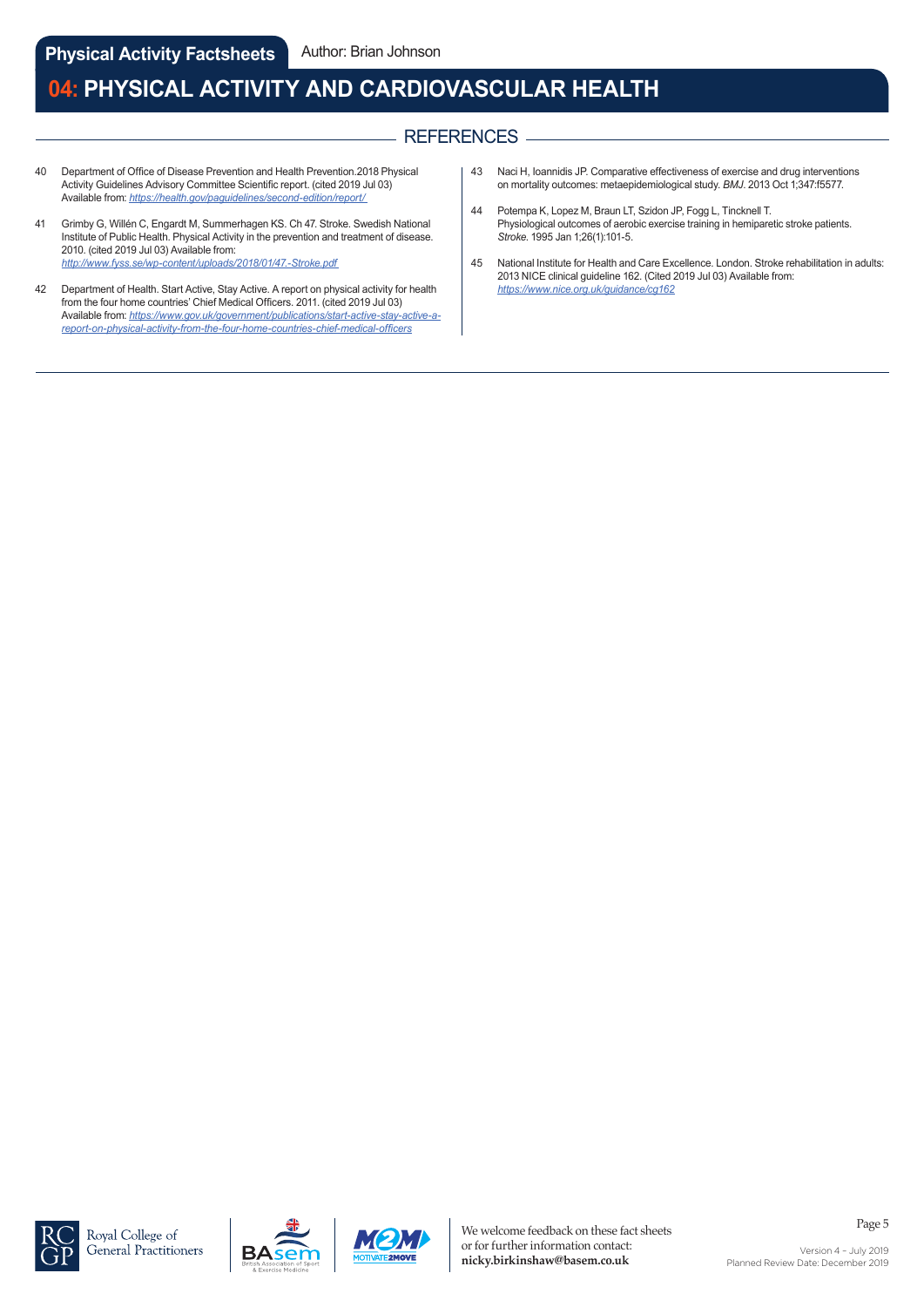## REFERENCES

40. Department of Office of Disease Prevention and Health Prevention.2018 Physical Activity Guidelines Advisory Committee Scientific report. (cited 2019 Jul 03) Available from: *https://health.gov/paguidelines/second-edition/report/*

41. Grimby G, Willén C, Engardt M, Summerhagen KS. Ch 47. Stroke. Swedish National Institute of Public Health. Physical Activity in the prevention and treatment of disease. 2010. (cited 2019 Jul 03) Available from: *http://www.fyss.se/wp-content/uploads/2018/01/47.-Stroke.pdf*

42. Department of Health. Start Active, Stay Active. A report on physical activity for health from the four home countries' Chief Medical Officers. 2011. (cited 2019 Jul 03) Available from: *https://www.gov.uk/government/publications/start-active-stay-active-a-report-on-physical-activity-from-the-four-home-countries-chief-medical-officers*

43. Naci H, Ioannidis JP. Comparative effectiveness of exercise and drug interventions on mortality outcomes: metaepidemiological study. *BMJ*. 2013 Oct 1;347:f5577.

44. Potempa K, Lopez M, Braun LT, Szidon JP, Fogg L, Tincknell T. Physiological outcomes of aerobic exercise training in hemiparetic stroke patients. *Stroke*. 1995 Jan 1;26(1):101-5.

45. National Institute for Health and Care Excellence. London. Stroke rehabilitation in adults: 2013 NICE clinical guideline 162. (Cited 2019 Jul 03) Available from: *https://www.nice.org.uk/guidance/cg162*

We welcome feedback on these fact sheets or for further information contact: **nicky.birkinshaw@basem.co.uk**

Version 4 - July 2019
Planned Review Date: December 2019